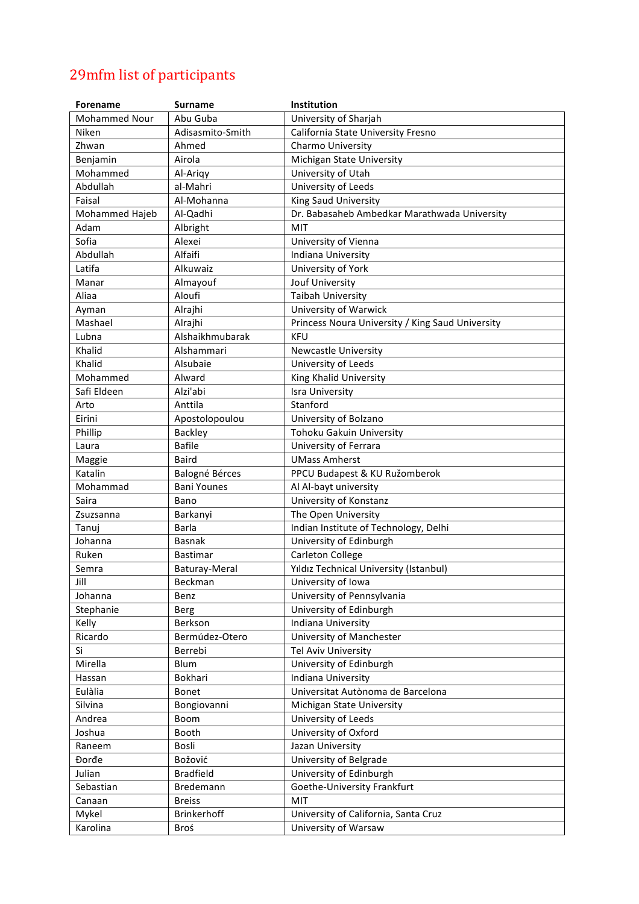# 29mfm list of participants

| Forename | Surname | Institution |
|---|---|---|
| Mohammed Nour | Abu Guba | University of Sharjah |
| Niken | Adisasmito-Smith | California State University Fresno |
| Zhwan | Ahmed | Charmo University |
| Benjamin | Airola | Michigan State University |
| Mohammed | Al-Ariqy | University of Utah |
| Abdullah | al-Mahri | University of Leeds |
| Faisal | Al-Mohanna | King Saud University |
| Mohammed Hajeb | Al-Qadhi | Dr. Babasaheb Ambedkar Marathwada University |
| Adam | Albright | MIT |
| Sofia | Alexei | University of Vienna |
| Abdullah | Alfaifi | Indiana University |
| Latifa | Alkuwaiz | University of York |
| Manar | Almayouf | Jouf University |
| Aliaa | Aloufi | Taibah University |
| Ayman | Alrajhi | University of Warwick |
| Mashael | Alrajhi | Princess Noura University / King Saud University |
| Lubna | Alshaikhmubarak | KFU |
| Khalid | Alshammari | Newcastle University |
| Khalid | Alsubaie | University of Leeds |
| Mohammed | Alward | King Khalid University |
| Safi Eldeen | Alzi'abi | Isra University |
| Arto | Anttila | Stanford |
| Eirini | Apostolopoulou | University of Bolzano |
| Phillip | Backley | Tohoku Gakuin University |
| Laura | Bafile | University of Ferrara |
| Maggie | Baird | UMass Amherst |
| Katalin | Balogné Bérces | PPCU Budapest & KU Ružomberok |
| Mohammad | Bani Younes | Al Al-bayt university |
| Saira | Bano | University of Konstanz |
| Zsuzsanna | Barkanyi | The Open University |
| Tanuj | Barla | Indian Institute of Technology, Delhi |
| Johanna | Basnak | University of Edinburgh |
| Ruken | Bastimar | Carleton College |
| Semra | Baturay-Meral | Yıldız Technical University (Istanbul) |
| Jill | Beckman | University of Iowa |
| Johanna | Benz | University of Pennsylvania |
| Stephanie | Berg | University of Edinburgh |
| Kelly | Berkson | Indiana University |
| Ricardo | Bermúdez-Otero | University of Manchester |
| Si | Berrebi | Tel Aviv University |
| Mirella | Blum | University of Edinburgh |
| Hassan | Bokhari | Indiana University |
| Eulàlia | Bonet | Universitat Autònoma de Barcelona |
| Silvina | Bongiovanni | Michigan State University |
| Andrea | Boom | University of Leeds |
| Joshua | Booth | University of Oxford |
| Raneem | Bosli | Jazan University |
| Đorđe | Božović | University of Belgrade |
| Julian | Bradfield | University of Edinburgh |
| Sebastian | Bredemann | Goethe-University Frankfurt |
| Canaan | Breiss | MIT |
| Mykel | Brinkerhoff | University of California, Santa Cruz |
| Karolina | Broś | University of Warsaw |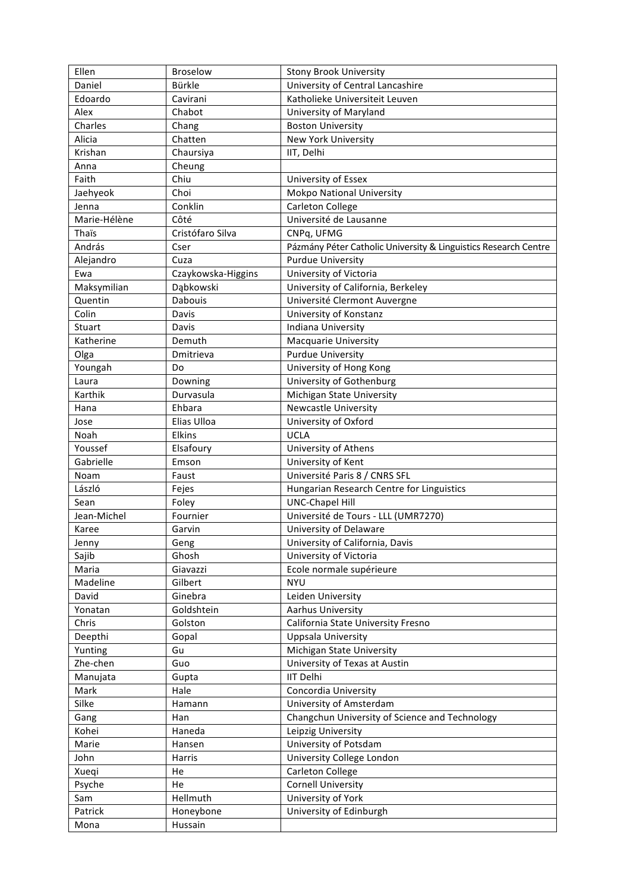| Ellen | Broselow | Stony Brook University |
|---|---|---|
| Daniel | Bürkle | University of Central Lancashire |
| Edoardo | Cavirani | Katholieke Universiteit Leuven |
| Alex | Chabot | University of Maryland |
| Charles | Chang | Boston University |
| Alicia | Chatten | New York University |
| Krishan | Chaursiya | IIT, Delhi |
| Anna | Cheung | |
| Faith | Chiu | University of Essex |
| Jaehyeok | Choi | Mokpo National University |
| Jenna | Conklin | Carleton College |
| Marie-Hélène | Côté | Université de Lausanne |
| Thaïs | Cristófaro Silva | CNPq, UFMG |
| András | Cser | Pázmány Péter Catholic University & Linguistics Research Centre |
| Alejandro | Cuza | Purdue University |
| Ewa | Czaykowska-Higgins | University of Victoria |
| Maksymilian | Dąbkowski | University of California, Berkeley |
| Quentin | Dabouis | Université Clermont Auvergne |
| Colin | Davis | University of Konstanz |
| Stuart | Davis | Indiana University |
| Katherine | Demuth | Macquarie University |
| Olga | Dmitrieva | Purdue University |
| Youngah | Do | University of Hong Kong |
| Laura | Downing | University of Gothenburg |
| Karthik | Durvasula | Michigan State University |
| Hana | Ehbara | Newcastle University |
| Jose | Elias Ulloa | University of Oxford |
| Noah | Elkins | UCLA |
| Youssef | Elsafoury | University of Athens |
| Gabrielle | Emson | University of Kent |
| Noam | Faust | Université Paris 8 / CNRS SFL |
| László | Fejes | Hungarian Research Centre for Linguistics |
| Sean | Foley | UNC-Chapel Hill |
| Jean-Michel | Fournier | Université de Tours - LLL (UMR7270) |
| Karee | Garvin | University of Delaware |
| Jenny | Geng | University of California, Davis |
| Sajib | Ghosh | University of Victoria |
| Maria | Giavazzi | Ecole normale supérieure |
| Madeline | Gilbert | NYU |
| David | Ginebra | Leiden University |
| Yonatan | Goldshtein | Aarhus University |
| Chris | Golston | California State University Fresno |
| Deepthi | Gopal | Uppsala University |
| Yunting | Gu | Michigan State University |
| Zhe-chen | Guo | University of Texas at Austin |
| Manujata | Gupta | IIT Delhi |
| Mark | Hale | Concordia University |
| Silke | Hamann | University of Amsterdam |
| Gang | Han | Changchun University of Science and Technology |
| Kohei | Haneda | Leipzig University |
| Marie | Hansen | University of Potsdam |
| John | Harris | University College London |
| Xueqi | He | Carleton College |
| Psyche | He | Cornell University |
| Sam | Hellmuth | University of York |
| Patrick | Honeybone | University of Edinburgh |
| Mona | Hussain | |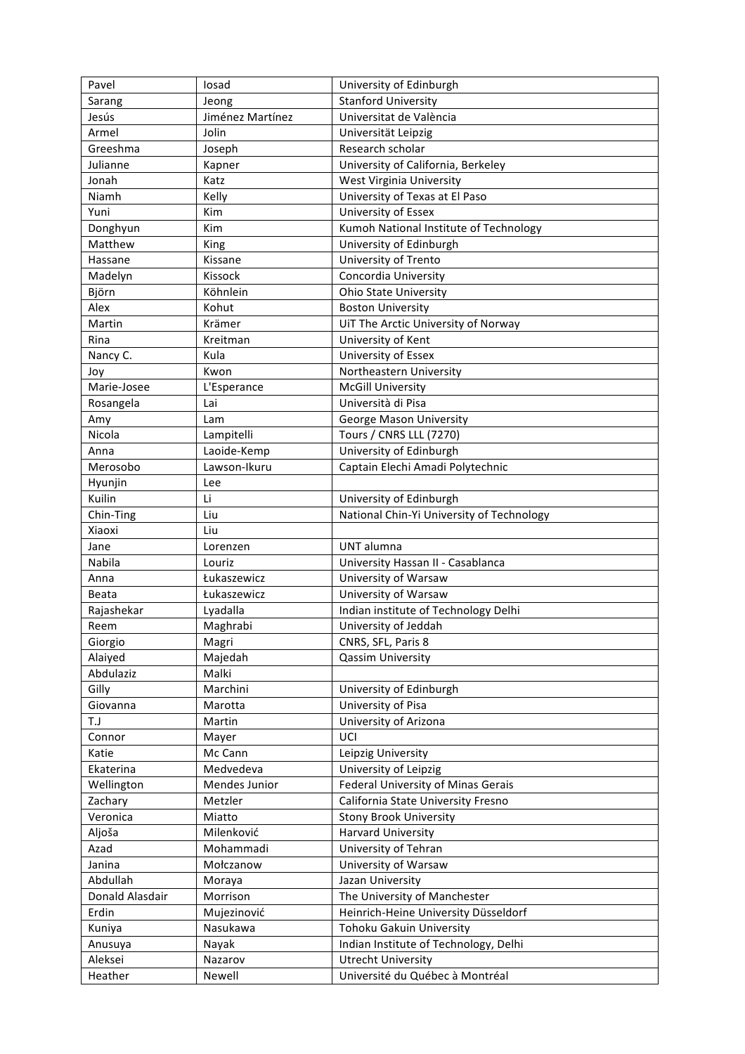| Pavel | Iosad | University of Edinburgh |
|---|---|---|
| Sarang | Jeong | Stanford University |
| Jesús | Jiménez Martínez | Universitat de València |
| Armel | Jolin | Universität Leipzig |
| Greeshma | Joseph | Research scholar |
| Julianne | Kapner | University of California, Berkeley |
| Jonah | Katz | West Virginia University |
| Niamh | Kelly | University of Texas at El Paso |
| Yuni | Kim | University of Essex |
| Donghyun | Kim | Kumoh National Institute of Technology |
| Matthew | King | University of Edinburgh |
| Hassane | Kissane | University of Trento |
| Madelyn | Kissock | Concordia University |
| Björn | Köhnlein | Ohio State University |
| Alex | Kohut | Boston University |
| Martin | Krämer | UiT The Arctic University of Norway |
| Rina | Kreitman | University of Kent |
| Nancy C. | Kula | University of Essex |
| Joy | Kwon | Northeastern University |
| Marie-Josee | L'Esperance | McGill University |
| Rosangela | Lai | Università di Pisa |
| Amy | Lam | George Mason University |
| Nicola | Lampitelli | Tours / CNRS LLL (7270) |
| Anna | Laoide-Kemp | University of Edinburgh |
| Merosobo | Lawson-Ikuru | Captain Elechi Amadi Polytechnic |
| Hyunjin | Lee | |
| Kuilin | Li | University of Edinburgh |
| Chin-Ting | Liu | National Chin-Yi University of Technology |
| Xiaoxi | Liu | |
| Jane | Lorenzen | UNT alumna |
| Nabila | Louriz | University Hassan II - Casablanca |
| Anna | Łukaszewicz | University of Warsaw |
| Beata | Łukaszewicz | University of Warsaw |
| Rajashekar | Lyadalla | Indian institute of Technology Delhi |
| Reem | Maghrabi | University of Jeddah |
| Giorgio | Magri | CNRS, SFL, Paris 8 |
| Alaiyed | Majedah | Qassim University |
| Abdulaziz | Malki | |
| Gilly | Marchini | University of Edinburgh |
| Giovanna | Marotta | University of Pisa |
| T.J | Martin | University of Arizona |
| Connor | Mayer | UCI |
| Katie | Mc Cann | Leipzig University |
| Ekaterina | Medvedeva | University of Leipzig |
| Wellington | Mendes Junior | Federal University of Minas Gerais |
| Zachary | Metzler | California State University Fresno |
| Veronica | Miatto | Stony Brook University |
| Aljoša | Milenković | Harvard University |
| Azad | Mohammadi | University of Tehran |
| Janina | Mołczanow | University of Warsaw |
| Abdullah | Moraya | Jazan University |
| Donald Alasdair | Morrison | The University of Manchester |
| Erdin | Mujezinović | Heinrich-Heine University Düsseldorf |
| Kuniya | Nasukawa | Tohoku Gakuin University |
| Anusuya | Nayak | Indian Institute of Technology, Delhi |
| Aleksei | Nazarov | Utrecht University |
| Heather | Newell | Université du Québec à Montréal |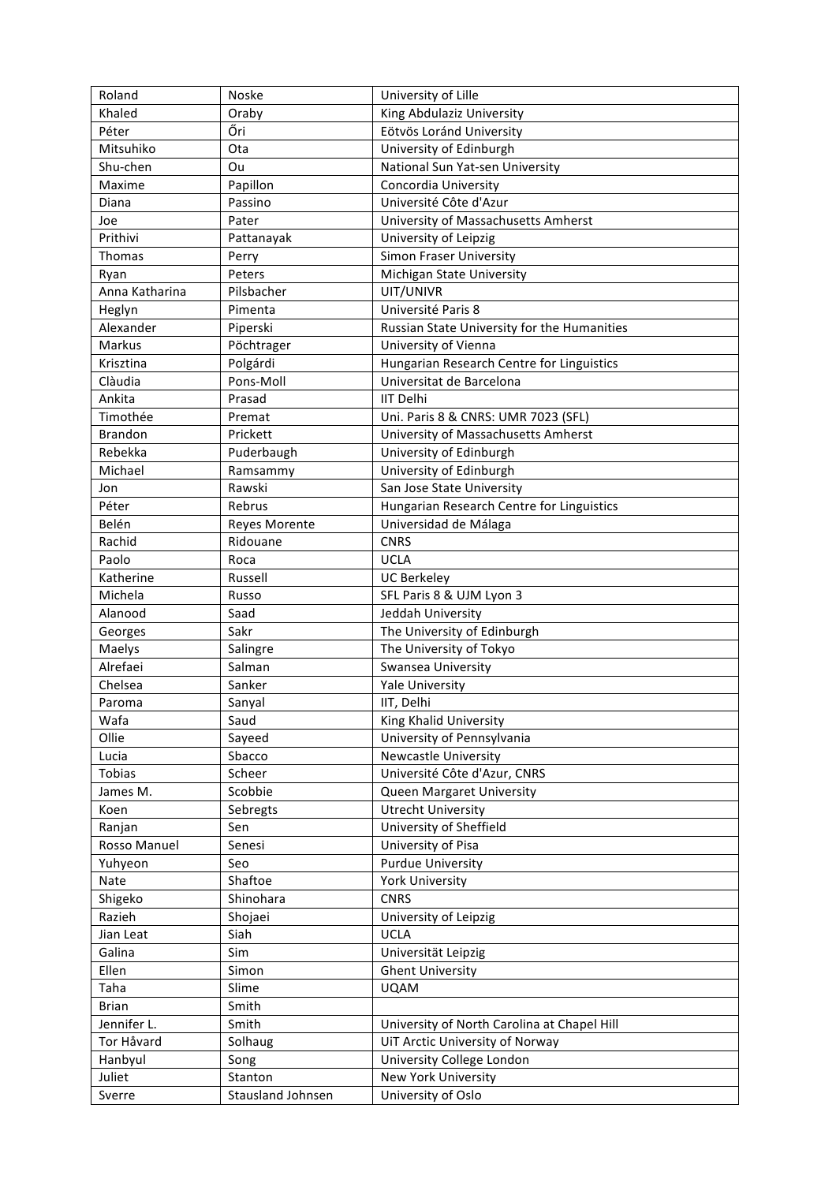| Roland | Noske | University of Lille |
|---|---|---|
| Khaled | Oraby | King Abdulaziz University |
| Péter | Őri | Eötvös Loránd University |
| Mitsuhiko | Ota | University of Edinburgh |
| Shu-chen | Ou | National Sun Yat-sen University |
| Maxime | Papillon | Concordia University |
| Diana | Passino | Université Côte d'Azur |
| Joe | Pater | University of Massachusetts Amherst |
| Prithivi | Pattanayak | University of Leipzig |
| Thomas | Perry | Simon Fraser University |
| Ryan | Peters | Michigan State University |
| Anna Katharina | Pilsbacher | UIT/UNIVR |
| Heglyn | Pimenta | Université Paris 8 |
| Alexander | Piperski | Russian State University for the Humanities |
| Markus | Pöchtrager | University of Vienna |
| Krisztina | Polgárdi | Hungarian Research Centre for Linguistics |
| Clàudia | Pons-Moll | Universitat de Barcelona |
| Ankita | Prasad | IIT Delhi |
| Timothée | Premat | Uni. Paris 8 & CNRS: UMR 7023 (SFL) |
| Brandon | Prickett | University of Massachusetts Amherst |
| Rebekka | Puderbaugh | University of Edinburgh |
| Michael | Ramsammy | University of Edinburgh |
| Jon | Rawski | San Jose State University |
| Péter | Rebrus | Hungarian Research Centre for Linguistics |
| Belén | Reyes Morente | Universidad de Málaga |
| Rachid | Ridouane | CNRS |
| Paolo | Roca | UCLA |
| Katherine | Russell | UC Berkeley |
| Michela | Russo | SFL Paris 8 & UJM Lyon 3 |
| Alanood | Saad | Jeddah University |
| Georges | Sakr | The University of Edinburgh |
| Maelys | Salingre | The University of Tokyo |
| Alrefaei | Salman | Swansea University |
| Chelsea | Sanker | Yale University |
| Paroma | Sanyal | IIT, Delhi |
| Wafa | Saud | King Khalid University |
| Ollie | Sayeed | University of Pennsylvania |
| Lucia | Sbacco | Newcastle University |
| Tobias | Scheer | Université Côte d'Azur, CNRS |
| James M. | Scobbie | Queen Margaret University |
| Koen | Sebregts | Utrecht University |
| Ranjan | Sen | University of Sheffield |
| Rosso Manuel | Senesi | University of Pisa |
| Yuhyeon | Seo | Purdue University |
| Nate | Shaftoe | York University |
| Shigeko | Shinohara | CNRS |
| Razieh | Shojaei | University of Leipzig |
| Jian Leat | Siah | UCLA |
| Galina | Sim | Universität Leipzig |
| Ellen | Simon | Ghent University |
| Taha | Slime | UQAM |
| Brian | Smith | |
| Jennifer L. | Smith | University of North Carolina at Chapel Hill |
| Tor Håvard | Solhaug | UiT Arctic University of Norway |
| Hanbyul | Song | University College London |
| Juliet | Stanton | New York University |
| Sverre | Stausland Johnsen | University of Oslo |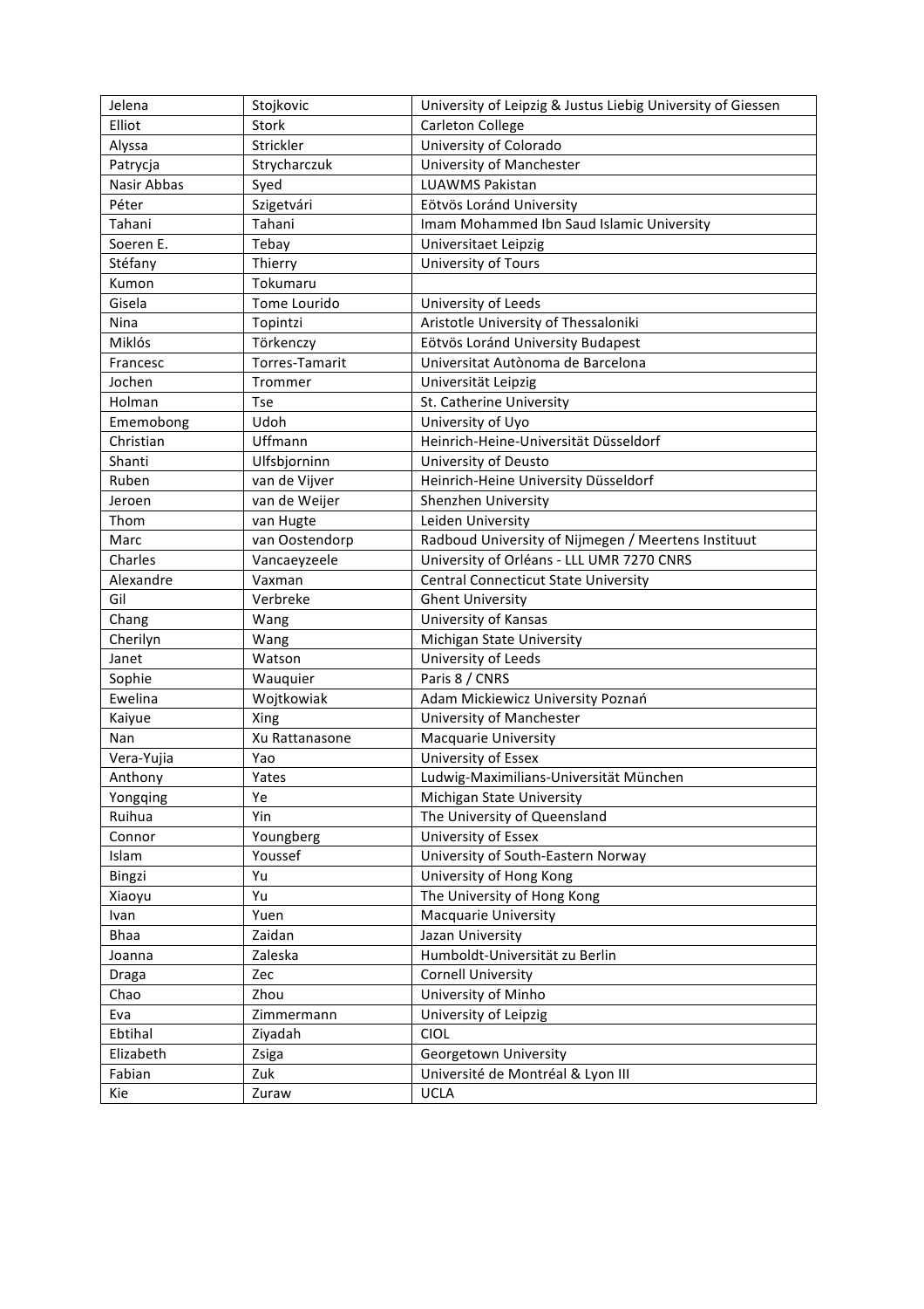| | | |
|---|---|---|
| Jelena | Stojkovic | University of Leipzig & Justus Liebig University of Giessen |
| Elliot | Stork | Carleton College |
| Alyssa | Strickler | University of Colorado |
| Patrycja | Strycharczuk | University of Manchester |
| Nasir Abbas | Syed | LUAWMS Pakistan |
| Péter | Szigetvári | Eötvös Loránd University |
| Tahani | Tahani | Imam Mohammed Ibn Saud Islamic University |
| Soeren E. | Tebay | Universitaet Leipzig |
| Stéfany | Thierry | University of Tours |
| Kumon | Tokumaru | |
| Gisela | Tome Lourido | University of Leeds |
| Nina | Topintzi | Aristotle University of Thessaloniki |
| Miklós | Törkenczy | Eötvös Loránd University Budapest |
| Francesc | Torres-Tamarit | Universitat Autònoma de Barcelona |
| Jochen | Trommer | Universität Leipzig |
| Holman | Tse | St. Catherine University |
| Ememobong | Udoh | University of Uyo |
| Christian | Uffmann | Heinrich-Heine-Universität Düsseldorf |
| Shanti | Ulfsbjorninn | University of Deusto |
| Ruben | van de Vijver | Heinrich-Heine University Düsseldorf |
| Jeroen | van de Weijer | Shenzhen University |
| Thom | van Hugte | Leiden University |
| Marc | van Oostendorp | Radboud University of Nijmegen / Meertens Instituut |
| Charles | Vancaeyzeele | University of Orléans - LLL UMR 7270 CNRS |
| Alexandre | Vaxman | Central Connecticut State University |
| Gil | Verbreke | Ghent University |
| Chang | Wang | University of Kansas |
| Cherilyn | Wang | Michigan State University |
| Janet | Watson | University of Leeds |
| Sophie | Wauquier | Paris 8 / CNRS |
| Ewelina | Wojtkowiak | Adam Mickiewicz University Poznań |
| Kaiyue | Xing | University of Manchester |
| Nan | Xu Rattanasone | Macquarie University |
| Vera-Yujia | Yao | University of Essex |
| Anthony | Yates | Ludwig-Maximilians-Universität München |
| Yongqing | Ye | Michigan State University |
| Ruihua | Yin | The University of Queensland |
| Connor | Youngberg | University of Essex |
| Islam | Youssef | University of South-Eastern Norway |
| Bingzi | Yu | University of Hong Kong |
| Xiaoyu | Yu | The University of Hong Kong |
| Ivan | Yuen | Macquarie University |
| Bhaa | Zaidan | Jazan University |
| Joanna | Zaleska | Humboldt-Universität zu Berlin |
| Draga | Zec | Cornell University |
| Chao | Zhou | University of Minho |
| Eva | Zimmermann | University of Leipzig |
| Ebtihal | Ziyadah | CIOL |
| Elizabeth | Zsiga | Georgetown University |
| Fabian | Zuk | Université de Montréal & Lyon III |
| Kie | Zuraw | UCLA |